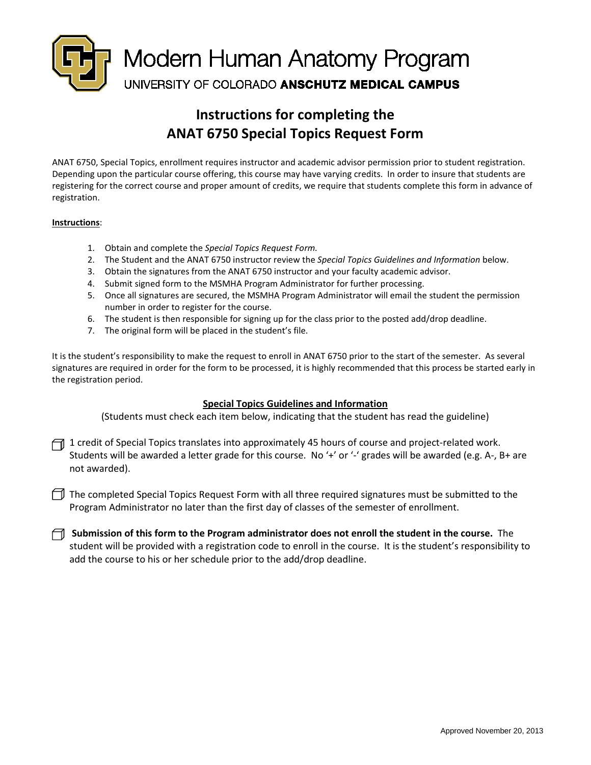# Modern Human Anatomy Program

UNIVERSITY OF COLORADO **ANSCHUTZ MEDICAL CAMPUS**

## Instructions for completing the ANAT 6750 Special Topics Request Form

ANAT 6750, Special Topics, enrollment requires instructor and academic advisor permission prior to student registration. Depending upon the particular course offering, this course may have varying credits. In order to insure that students are registering for the correct course and proper amount of credits, we require that students complete this form in advance of registration.

**Instructions**:

1. Obtain and complete the *Special Topics Request Form.*
2. The Student and the ANAT 6750 instructor review the *Special Topics Guidelines and Information* below.
3. Obtain the signatures from the ANAT 6750 instructor and your faculty academic advisor.
4. Submit signed form to the MSMHA Program Administrator for further processing.
5. Once all signatures are secured, the MSMHA Program Administrator will email the student the permission number in order to register for the course.
6. The student is then responsible for signing up for the class prior to the posted add/drop deadline.
7. The original form will be placed in the student's file.

It is the student's responsibility to make the request to enroll in ANAT 6750 prior to the start of the semester. As several signatures are required in order for the form to be processed, it is highly recommended that this process be started early in the registration period.

### Special Topics Guidelines and Information

(Students must check each item below, indicating that the student has read the guideline)

- ☐ 1 credit of Special Topics translates into approximately 45 hours of course and project-related work. Students will be awarded a letter grade for this course. No '+' or '-' grades will be awarded (e.g. A-, B+ are not awarded).

- ☐ The completed Special Topics Request Form with all three required signatures must be submitted to the Program Administrator no later than the first day of classes of the semester of enrollment.

- ☐ **Submission of this form to the Program administrator does not enroll the student in the course.** The student will be provided with a registration code to enroll in the course. It is the student's responsibility to add the course to his or her schedule prior to the add/drop deadline.

Approved November 20, 2013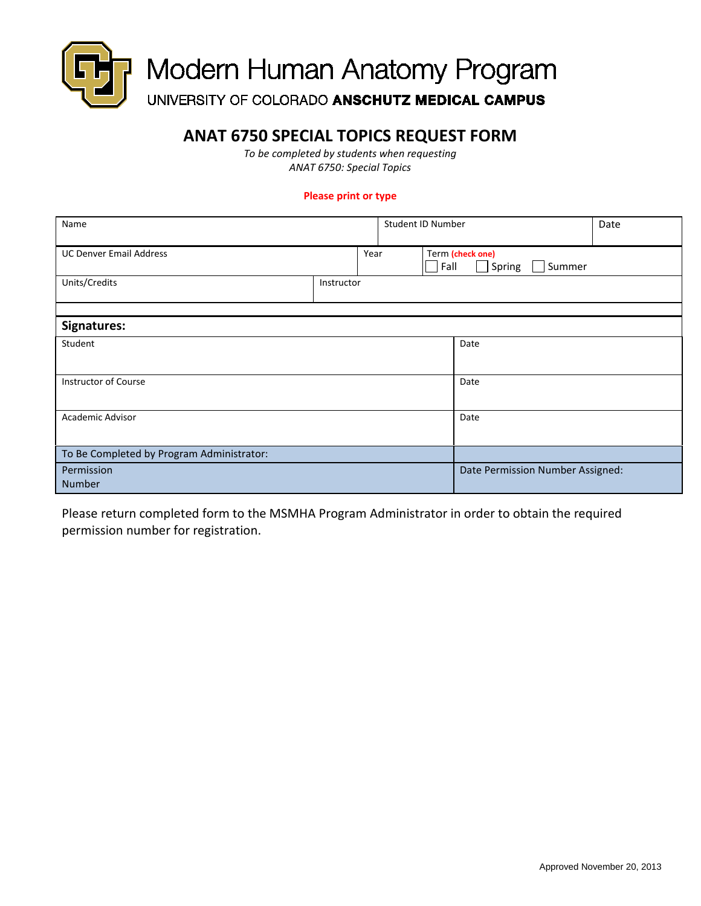Modern Human Anatomy Program

UNIVERSITY OF COLORADO **ANSCHUTZ MEDICAL CAMPUS**

# ANAT 6750 SPECIAL TOPICS REQUEST FORM

*To be completed by students when requesting*
*ANAT 6750: Special Topics*

**Please print or type**

| | | | | |
|---|---|---|---|---|
| Name | | Student ID Number | | Date |
| UC Denver Email Address | Year | Term **(check one)** ☐ Fall ☐ Spring ☐ Summer | | |
| Units/Credits | Instructor | | | |

| | |
|---|---|
| **Signatures:** | |
| Student | Date |
| Instructor of Course | Date |
| Academic Advisor | Date |
| To Be Completed by Program Administrator: | |
| Permission Number | Date Permission Number Assigned: |

Please return completed form to the MSMHA Program Administrator in order to obtain the required permission number for registration.

Approved November 20, 2013